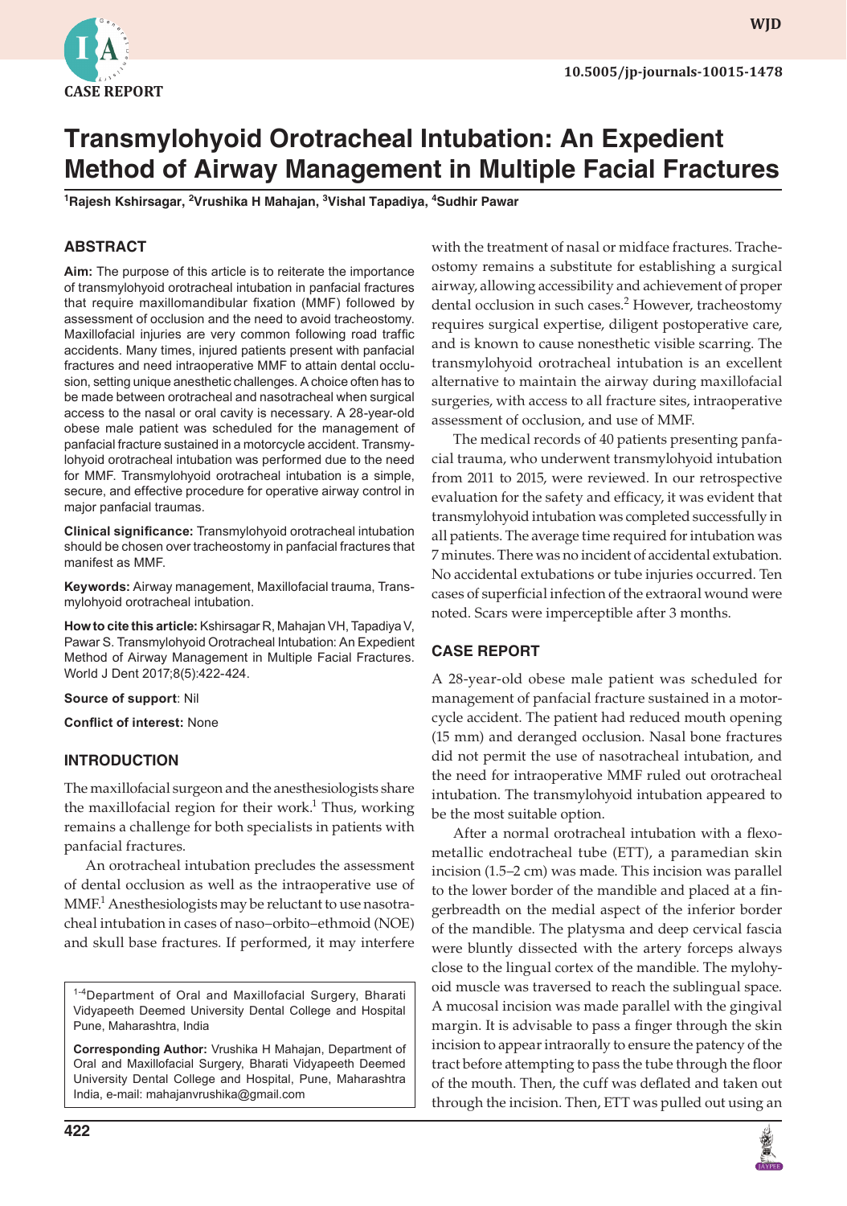CASE REPORT

10.5005/jp-journals-10015-1478

# Transmylohyoid Orotracheal Intubation: An Expedient Method of Airway Management in Multiple Facial Fractures

[1]Rajesh Kshirsagar, [2]Vrushika H Mahajan, [3]Vishal Tapadiya, [4]Sudhir Pawar

## ABSTRACT

**Aim:** The purpose of this article is to reiterate the importance of transmylohyoid orotracheal intubation in panfacial fractures that require maxillomandibular fixation (MMF) followed by assessment of occlusion and the need to avoid tracheostomy. Maxillofacial injuries are very common following road traffic accidents. Many times, injured patients present with panfacial fractures and need intraoperative MMF to attain dental occlusion, setting unique anesthetic challenges. A choice often has to be made between orotracheal and nasotracheal when surgical access to the nasal or oral cavity is necessary. A 28-year-old obese male patient was scheduled for the management of panfacial fracture sustained in a motorcycle accident. Transmylohyoid orotracheal intubation was performed due to the need for MMF. Transmylohyoid orotracheal intubation is a simple, secure, and effective procedure for operative airway control in major panfacial traumas.

**Clinical significance:** Transmylohyoid orotracheal intubation should be chosen over tracheostomy in panfacial fractures that manifest as MMF.

**Keywords:** Airway management, Maxillofacial trauma, Transmylohyoid orotracheal intubation.

**How to cite this article:** Kshirsagar R, Mahajan VH, Tapadiya V, Pawar S. Transmylohyoid Orotracheal Intubation: An Expedient Method of Airway Management in Multiple Facial Fractures. World J Dent 2017;8(5):422-424.

**Source of support**: Nil

**Conflict of interest:** None

## INTRODUCTION

The maxillofacial surgeon and the anesthesiologists share the maxillofacial region for their work.[1] Thus, working remains a challenge for both specialists in patients with panfacial fractures.

An orotracheal intubation precludes the assessment of dental occlusion as well as the intraoperative use of MMF.[1] Anesthesiologists may be reluctant to use nasotracheal intubation in cases of naso–orbito–ethmoid (NOE) and skull base fractures. If performed, it may interfere with the treatment of nasal or midface fractures. Tracheostomy remains a substitute for establishing a surgical airway, allowing accessibility and achievement of proper dental occlusion in such cases.[2] However, tracheostomy requires surgical expertise, diligent postoperative care, and is known to cause nonesthetic visible scarring. The transmylohyoid orotracheal intubation is an excellent alternative to maintain the airway during maxillofacial surgeries, with access to all fracture sites, intraoperative assessment of occlusion, and use of MMF.

The medical records of 40 patients presenting panfacial trauma, who underwent transmylohyoid intubation from 2011 to 2015, were reviewed. In our retrospective evaluation for the safety and efficacy, it was evident that transmylohyoid intubation was completed successfully in all patients. The average time required for intubation was 7 minutes. There was no incident of accidental extubation. No accidental extubations or tube injuries occurred. Ten cases of superficial infection of the extraoral wound were noted. Scars were imperceptible after 3 months.

## CASE REPORT

A 28-year-old obese male patient was scheduled for management of panfacial fracture sustained in a motorcycle accident. The patient had reduced mouth opening (15 mm) and deranged occlusion. Nasal bone fractures did not permit the use of nasotracheal intubation, and the need for intraoperative MMF ruled out orotracheal intubation. The transmylohyoid intubation appeared to be the most suitable option.

After a normal orotracheal intubation with a flexometallic endotracheal tube (ETT), a paramedian skin incision (1.5–2 cm) was made. This incision was parallel to the lower border of the mandible and placed at a fingerbreadth on the medial aspect of the inferior border of the mandible. The platysma and deep cervical fascia were bluntly dissected with the artery forceps always close to the lingual cortex of the mandible. The mylohyoid muscle was traversed to reach the sublingual space. A mucosal incision was made parallel with the gingival margin. It is advisable to pass a finger through the skin incision to appear intraorally to ensure the patency of the tract before attempting to pass the tube through the floor of the mouth. Then, the cuff was deflated and taken out through the incision. Then, ETT was pulled out using an

[1-4]Department of Oral and Maxillofacial Surgery, Bharati Vidyapeeth Deemed University Dental College and Hospital Pune, Maharashtra, India

**Corresponding Author:** Vrushika H Mahajan, Department of Oral and Maxillofacial Surgery, Bharati Vidyapeeth Deemed University Dental College and Hospital, Pune, Maharashtra India, e-mail: mahajanvrushika@gmail.com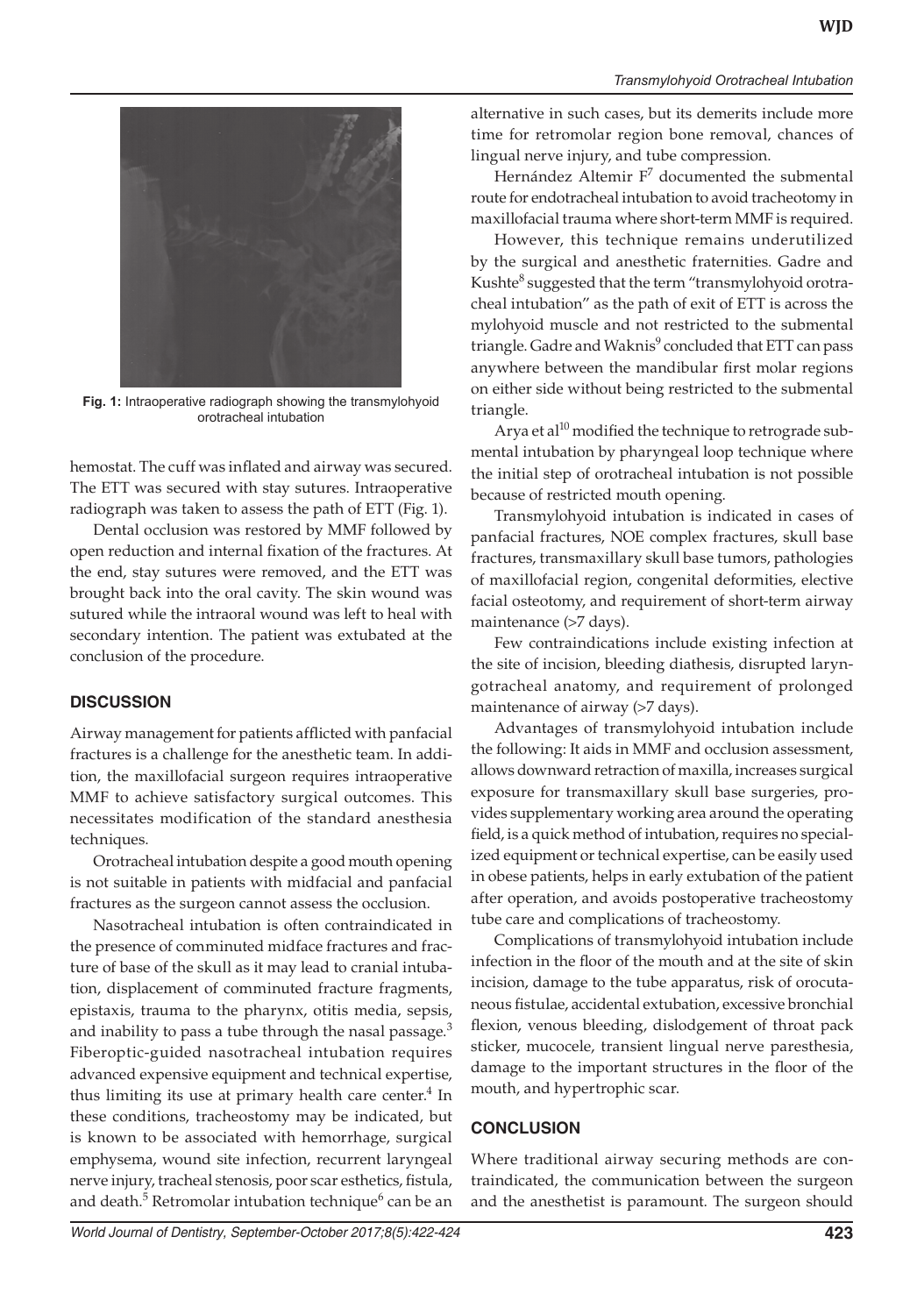Fig. 1: Intraoperative radiograph showing the transmylohyoid orotracheal intubation

hemostat. The cuff was inflated and airway was secured. The ETT was secured with stay sutures. Intraoperative radiograph was taken to assess the path of ETT (Fig. 1).

Dental occlusion was restored by MMF followed by open reduction and internal fixation of the fractures. At the end, stay sutures were removed, and the ETT was brought back into the oral cavity. The skin wound was sutured while the intraoral wound was left to heal with secondary intention. The patient was extubated at the conclusion of the procedure.

## DISCUSSION

Airway management for patients afflicted with panfacial fractures is a challenge for the anesthetic team. In addition, the maxillofacial surgeon requires intraoperative MMF to achieve satisfactory surgical outcomes. This necessitates modification of the standard anesthesia techniques.

Orotracheal intubation despite a good mouth opening is not suitable in patients with midfacial and panfacial fractures as the surgeon cannot assess the occlusion.

Nasotracheal intubation is often contraindicated in the presence of comminuted midface fractures and fracture of base of the skull as it may lead to cranial intubation, displacement of comminuted fracture fragments, epistaxis, trauma to the pharynx, otitis media, sepsis, and inability to pass a tube through the nasal passage.[3] Fiberoptic-guided nasotracheal intubation requires advanced expensive equipment and technical expertise, thus limiting its use at primary health care center.[4] In these conditions, tracheostomy may be indicated, but is known to be associated with hemorrhage, surgical emphysema, wound site infection, recurrent laryngeal nerve injury, tracheal stenosis, poor scar esthetics, fistula, and death.[5] Retromolar intubation technique[6] can be an alternative in such cases, but its demerits include more time for retromolar region bone removal, chances of lingual nerve injury, and tube compression.

Hernández Altemir F[7] documented the submental route for endotracheal intubation to avoid tracheotomy in maxillofacial trauma where short-term MMF is required.

However, this technique remains underutilized by the surgical and anesthetic fraternities. Gadre and Kushte[8] suggested that the term "transmylohyoid orotracheal intubation" as the path of exit of ETT is across the mylohyoid muscle and not restricted to the submental triangle. Gadre and Waknis[9] concluded that ETT can pass anywhere between the mandibular first molar regions on either side without being restricted to the submental triangle.

Arya et al[10] modified the technique to retrograde submental intubation by pharyngeal loop technique where the initial step of orotracheal intubation is not possible because of restricted mouth opening.

Transmylohyoid intubation is indicated in cases of panfacial fractures, NOE complex fractures, skull base fractures, transmaxillary skull base tumors, pathologies of maxillofacial region, congenital deformities, elective facial osteotomy, and requirement of short-term airway maintenance (>7 days).

Few contraindications include existing infection at the site of incision, bleeding diathesis, disrupted laryngotracheal anatomy, and requirement of prolonged maintenance of airway (>7 days).

Advantages of transmylohyoid intubation include the following: It aids in MMF and occlusion assessment, allows downward retraction of maxilla, increases surgical exposure for transmaxillary skull base surgeries, provides supplementary working area around the operating field, is a quick method of intubation, requires no specialized equipment or technical expertise, can be easily used in obese patients, helps in early extubation of the patient after operation, and avoids postoperative tracheostomy tube care and complications of tracheostomy.

Complications of transmylohyoid intubation include infection in the floor of the mouth and at the site of skin incision, damage to the tube apparatus, risk of orocutaneous fistulae, accidental extubation, excessive bronchial flexion, venous bleeding, dislodgement of throat pack sticker, mucocele, transient lingual nerve paresthesia, damage to the important structures in the floor of the mouth, and hypertrophic scar.

## CONCLUSION

Where traditional airway securing methods are contraindicated, the communication between the surgeon and the anesthetist is paramount. The surgeon should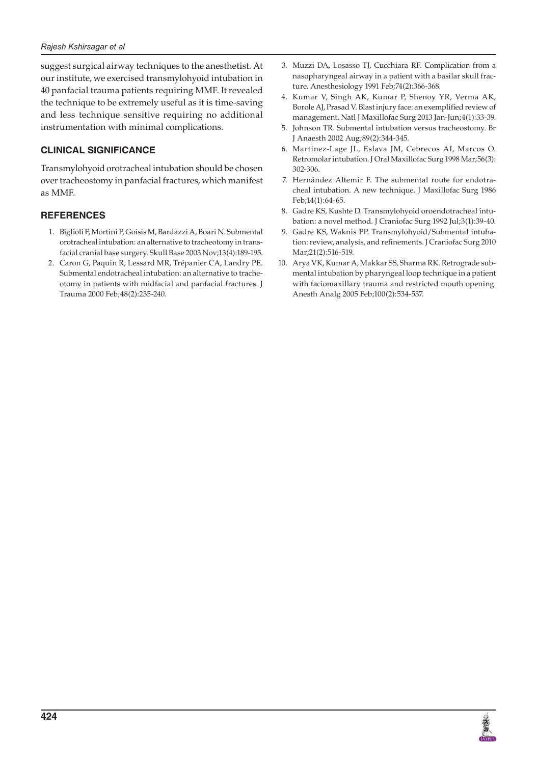suggest surgical airway techniques to the anesthetist. At our institute, we exercised transmylohyoid intubation in 40 panfacial trauma patients requiring MMF. It revealed the technique to be extremely useful as it is time-saving and less technique sensitive requiring no additional instrumentation with minimal complications.

## CLINICAL SIGNIFICANCE

Transmylohyoid orotracheal intubation should be chosen over tracheostomy in panfacial fractures, which manifest as MMF.

## REFERENCES

1. Biglioli F, Mortini P, Goisis M, Bardazzi A, Boari N. Submental orotracheal intubation: an alternative to tracheotomy in transfacial cranial base surgery. Skull Base 2003 Nov;13(4):189-195.
2. Caron G, Paquin R, Lessard MR, Trépanier CA, Landry PE. Submental endotracheal intubation: an alternative to tracheotomy in patients with midfacial and panfacial fractures. J Trauma 2000 Feb;48(2):235-240.
3. Muzzi DA, Losasso TJ, Cucchiara RF. Complication from a nasopharyngeal airway in a patient with a basilar skull fracture. Anesthesiology 1991 Feb;74(2):366-368.
4. Kumar V, Singh AK, Kumar P, Shenoy YR, Verma AK, Borole AJ, Prasad V. Blast injury face: an exemplified review of management. Natl J Maxillofac Surg 2013 Jan-Jun;4(1):33-39.
5. Johnson TR. Submental intubation versus tracheostomy. Br J Anaesth 2002 Aug;89(2):344-345.
6. Martinez-Lage JL, Eslava JM, Cebrecos AI, Marcos O. Retromolar intubation. J Oral Maxillofac Surg 1998 Mar;56(3):302-306.
7. Hernández Altemir F. The submental route for endotracheal intubation. A new technique. J Maxillofac Surg 1986 Feb;14(1):64-65.
8. Gadre KS, Kushte D. Transmylohyoid oroendotracheal intubation: a novel method. J Craniofac Surg 1992 Jul;3(1):39-40.
9. Gadre KS, Waknis PP. Transmylohyoid/Submental intubation: review, analysis, and refinements. J Craniofac Surg 2010 Mar;21(2):516-519.
10. Arya VK, Kumar A, Makkar SS, Sharma RK. Retrograde submental intubation by pharyngeal loop technique in a patient with faciomaxillary trauma and restricted mouth opening. Anesth Analg 2005 Feb;100(2):534-537.